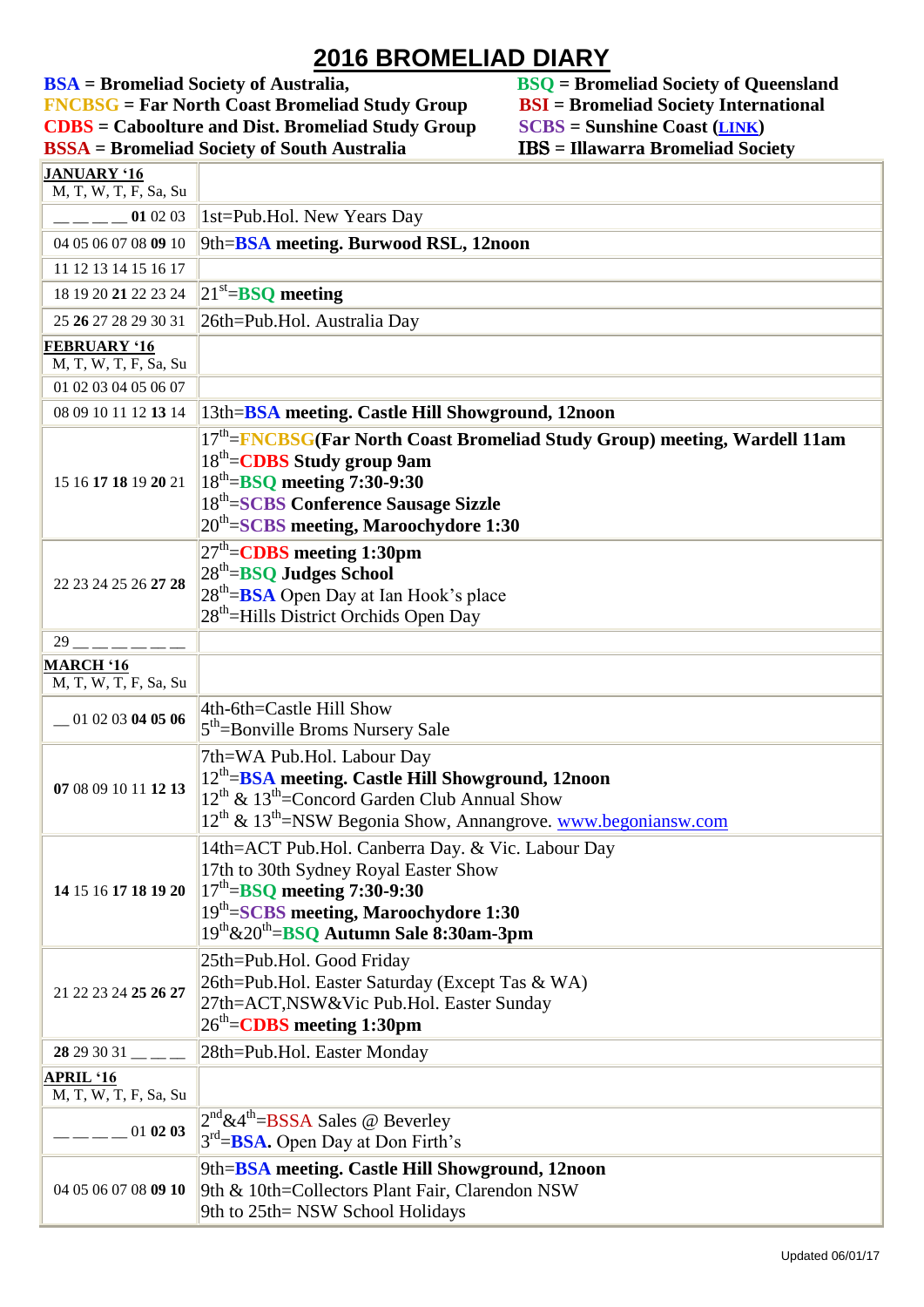# 2016 BROMELIAD DIARY

**BSA = Bromeliad Society of Australia,**
**FNCBSG = Far North Coast Bromeliad Study Group**
**CDBS = Caboolture and Dist. Bromeliad Study Group**
**BSSA = Bromeliad Society of South Australia**
**BSQ = Bromeliad Society of Queensland**
**BSI = Bromeliad Society International**
**SCBS = Sunshine Coast (LINK)**
**IBS = Illawarra Bromeliad Society**

| | |
|---|---|
| **JANUARY '16**<br>M, T, W, T, F, Sa, Su | |
| __ __ __ __ __ **01** 02 03 | 1st=Pub.Hol. New Years Day |
| 04 05 06 07 08 **09** 10 | 9th=**BSA meeting. Burwood RSL, 12noon** |
| 11 12 13 14 15 16 17 | |
| 18 19 20 **21** 22 23 24 | 21st=**BSQ meeting** |
| 25 **26** 27 28 29 30 31 | 26th=Pub.Hol. Australia Day |
| **FEBRUARY '16**<br>M, T, W, T, F, Sa, Su | |
| 01 02 03 04 05 06 07 | |
| 08 09 10 11 12 **13** 14 | 13th=**BSA meeting. Castle Hill Showground, 12noon** |
| 15 16 **17 18** 19 **20** 21 | 17th=**FNCBSG(Far North Coast Bromeliad Study Group) meeting, Wardell 11am**<br>18th=**CDBS Study group 9am**<br>18th=**BSQ meeting 7:30-9:30**<br>18th=**SCBS Conference Sausage Sizzle**<br>20th=**SCBS meeting, Maroochydore 1:30** |
| 22 23 24 25 26 **27 28** | 27th=**CDBS meeting 1:30pm**<br>28th=**BSQ Judges School**<br>28th=**BSA** Open Day at Ian Hook's place<br>28th=Hills District Orchids Open Day |
| 29 __ __ __ __ __ __ | |
| **MARCH '16**<br>M, T, W, T, F, Sa, Su | |
| __ 01 02 03 **04 05 06** | 4th-6th=Castle Hill Show<br>5th=Bonville Broms Nursery Sale |
| **07** 08 09 10 11 **12 13** | 7th=WA Pub.Hol. Labour Day<br>12th=**BSA meeting. Castle Hill Showground, 12noon**<br>12th & 13th=Concord Garden Club Annual Show<br>12th & 13th=NSW Begonia Show, Annangrove. www.begoniansw.com |
| **14** 15 16 **17 18 19 20** | 14th=ACT Pub.Hol. Canberra Day. & Vic. Labour Day<br>17th to 30th Sydney Royal Easter Show<br>17th=**BSQ meeting 7:30-9:30**<br>19th=**SCBS meeting, Maroochydore 1:30**<br>19th&20th=**BSQ Autumn Sale 8:30am-3pm** |
| 21 22 23 24 **25 26 27** | 25th=Pub.Hol. Good Friday<br>26th=Pub.Hol. Easter Saturday (Except Tas & WA)<br>27th=ACT,NSW&Vic Pub.Hol. Easter Sunday<br>26th=**CDBS meeting 1:30pm** |
| **28** 29 30 31 __ __ __ | 28th=Pub.Hol. Easter Monday |
| **APRIL '16**<br>M, T, W, T, F, Sa, Su | |
| __ __ __ __ 01 **02 03** | 2nd&4th=BSSA Sales @ Beverley<br>3rd=**BSA.** Open Day at Don Firth's |
| 04 05 06 07 08 **09 10** | 9th=**BSA meeting. Castle Hill Showground, 12noon**<br>9th & 10th=Collectors Plant Fair, Clarendon NSW<br>9th to 25th= NSW School Holidays |

Updated 06/01/17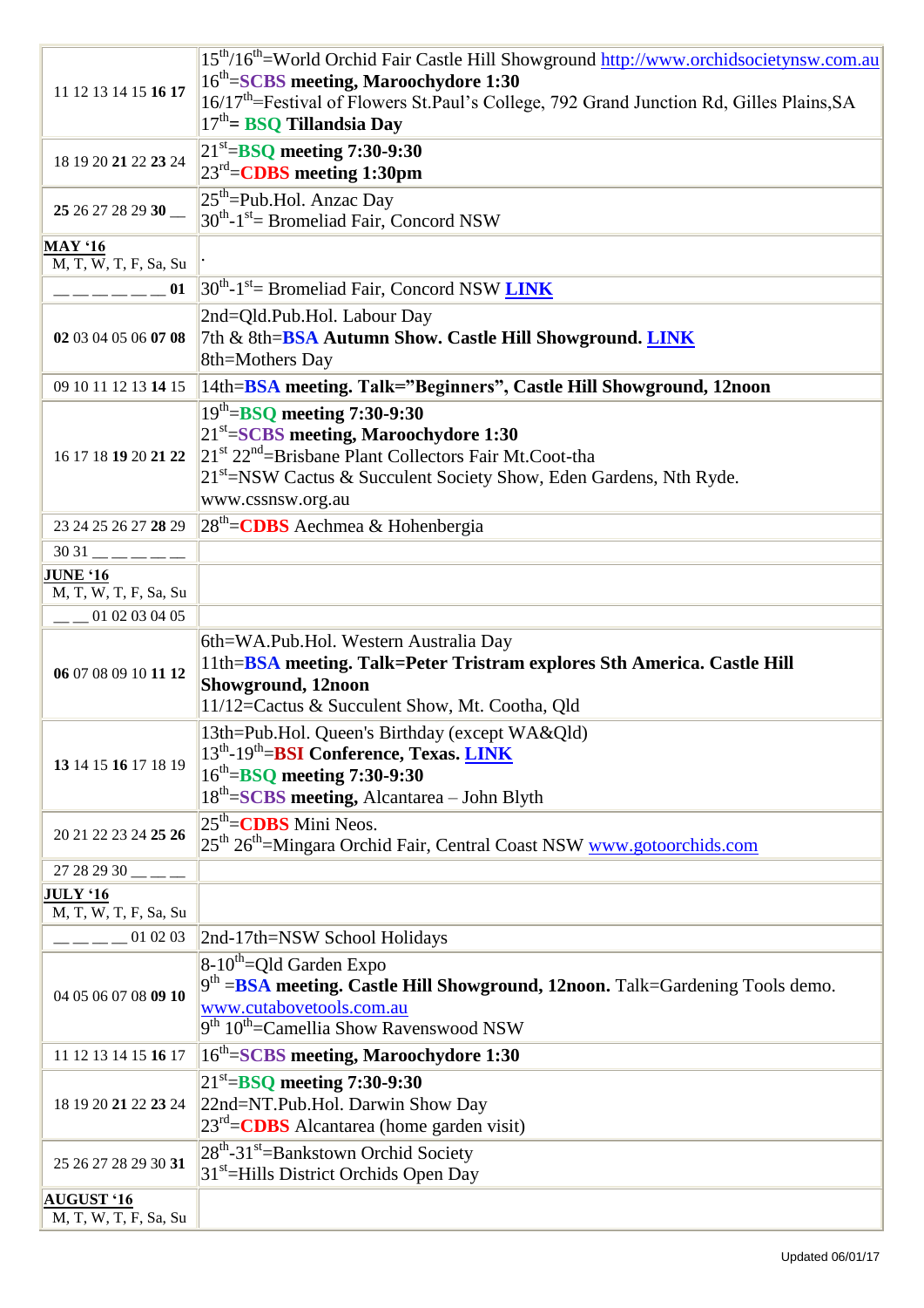| | |
|---|---|
| 11 12 13 14 15 **16 17** | 15th/16th=World Orchid Fair Castle Hill Showground http://www.orchidsocietynsw.com.au<br>16th=**SCBS meeting, Maroochydore 1:30**<br>16/17th=Festival of Flowers St.Paul's College, 792 Grand Junction Rd, Gilles Plains,SA<br>17th= **BSQ Tillandsia Day** |
| 18 19 20 **21** 22 **23** 24 | 21st=**BSQ meeting 7:30-9:30**<br>23rd=**CDBS meeting 1:30pm** |
| **25** 26 27 28 29 **30** __ | 25th=Pub.Hol. Anzac Day<br>30th-1st= Bromeliad Fair, Concord NSW |
| **MAY '16**<br>M, T, W, T, F, Sa, Su | . |
| __ __ __ __ __ __ **01** | 30th-1st= Bromeliad Fair, Concord NSW **LINK** |
| **02** 03 04 05 06 **07 08** | 2nd=Qld.Pub.Hol. Labour Day<br>7th & 8th=**BSA Autumn Show. Castle Hill Showground. LINK**<br>8th=Mothers Day |
| 09 10 11 12 13 **14** 15 | 14th=**BSA meeting. Talk="Beginners", Castle Hill Showground, 12noon** |
| 16 17 18 **19** 20 **21 22** | 19th=**BSQ meeting 7:30-9:30**<br>21st=**SCBS meeting, Maroochydore 1:30**<br>21st 22nd=Brisbane Plant Collectors Fair Mt.Coot-tha<br>21st=NSW Cactus & Succulent Society Show, Eden Gardens, Nth Ryde. www.cssnsw.org.au |
| 23 24 25 26 27 **28** 29 | 28th=**CDBS** Aechmea & Hohenbergia |
| 30 31 __ __ __ __ __ | |
| **JUNE '16**<br>M, T, W, T, F, Sa, Su | |
| __ __ 01 02 03 04 05 | |
| **06** 07 08 09 10 **11 12** | 6th=WA.Pub.Hol. Western Australia Day<br>11th=**BSA meeting. Talk=Peter Tristram explores Sth America. Castle Hill Showground, 12noon**<br>11/12=Cactus & Succulent Show, Mt. Cootha, Qld |
| **13** 14 15 **16** 17 18 19 | 13th=Pub.Hol. Queen's Birthday (except WA&Qld)<br>13th-19th=**BSI Conference, Texas. LINK**<br>16th=**BSQ meeting 7:30-9:30**<br>18th=**SCBS meeting,** Alcantarea – John Blyth |
| 20 21 22 23 24 **25 26** | 25th=**CDBS** Mini Neos.<br>25th 26th=Mingara Orchid Fair, Central Coast NSW www.gotoorchids.com |
| 27 28 29 30 __ __ __ | |
| **JULY '16**<br>M, T, W, T, F, Sa, Su | |
| __ __ __ __ 01 02 03 | 2nd-17th=NSW School Holidays |
| 04 05 06 07 08 **09 10** | 8-10th=Qld Garden Expo<br>9th =**BSA meeting. Castle Hill Showground, 12noon.** Talk=Gardening Tools demo. www.cutabovetools.com.au<br>9th 10th=Camellia Show Ravenswood NSW |
| 11 12 13 14 15 **16** 17 | 16th=**SCBS meeting, Maroochydore 1:30** |
| 18 19 20 **21** 22 **23** 24 | 21st=**BSQ meeting 7:30-9:30**<br>22nd=NT.Pub.Hol. Darwin Show Day<br>23rd=**CDBS** Alcantarea (home garden visit) |
| 25 26 27 28 29 30 **31** | 28th-31st=Bankstown Orchid Society<br>31st=Hills District Orchids Open Day |
| **AUGUST '16**<br>M, T, W, T, F, Sa, Su | |

Updated 06/01/17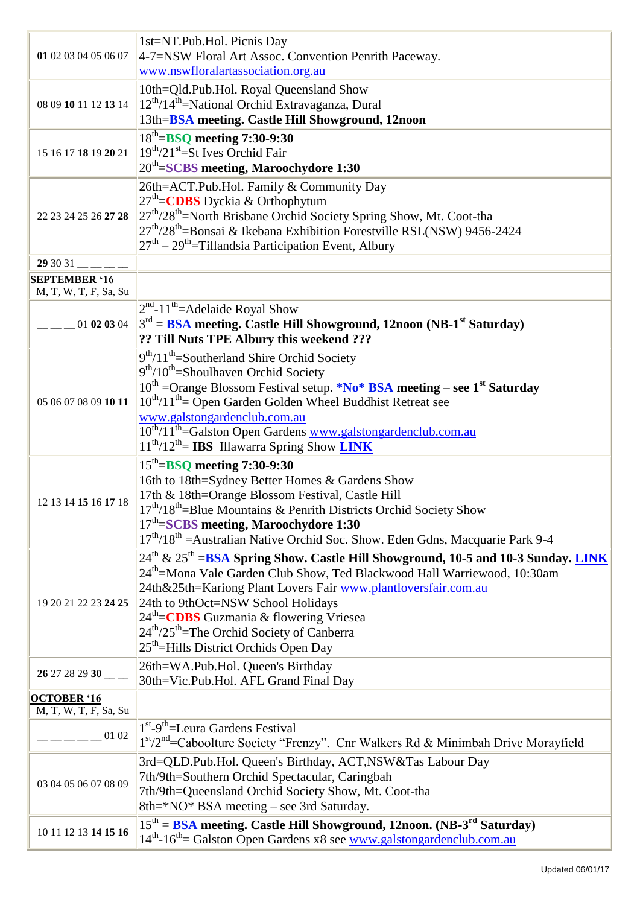| | |
|---|---|
| **01** 02 03 04 05 06 07 | 1st=NT.Pub.Hol. Picnis Day<br>4-7=NSW Floral Art Assoc. Convention Penrith Paceway.<br>www.nswfloralartassociation.org.au |
| 08 09 **10** 11 12 **13** 14 | 10th=Qld.Pub.Hol. Royal Queensland Show<br>12th/14th=National Orchid Extravaganza, Dural<br>13th=**BSA meeting. Castle Hill Showground, 12noon** |
| 15 16 17 **18** 19 **20** 21 | 18th=**BSQ meeting 7:30-9:30**<br>19th/21st=St Ives Orchid Fair<br>20th=**SCBS meeting, Maroochydore 1:30** |
| 22 23 24 25 26 **27 28** | 26th=ACT.Pub.Hol. Family & Community Day<br>27th=**CDBS** Dyckia & Orthophytum<br>27th/28th=North Brisbane Orchid Society Spring Show, Mt. Coot-tha<br>27th/28th=Bonsai & Ikebana Exhibition Forestville RSL(NSW) 9456-2424<br>27th – 29th=Tillandsia Participation Event, Albury |
| **29** 30 31 __ __ __ __ | |
| **SEPTEMBER '16**<br>M, T, W, T, F, Sa, Su | |
| __ __ __ 01 **02 03** 04 | 2nd-11th=Adelaide Royal Show<br>3rd = **BSA meeting. Castle Hill Showground, 12noon (NB-1st Saturday)**<br>**?? Till Nuts TPE Albury this weekend ???** |
| 05 06 07 08 09 **10** 11 | 9th/11th=Southerland Shire Orchid Society<br>9th/10th=Shoulhaven Orchid Society<br>10th =Orange Blossom Festival setup. ***No* BSA meeting – see 1st Saturday**<br>10th/11th= Open Garden Golden Wheel Buddhist Retreat see www.galstongardenclub.com.au<br>10th/11th=Galston Open Gardens www.galstongardenclub.com.au<br>11th/12th= **IBS** Illawarra Spring Show **LINK** |
| 12 13 14 **15** 16 **17** 18 | 15th=**BSQ meeting 7:30-9:30**<br>16th to 18th=Sydney Better Homes & Gardens Show<br>17th & 18th=Orange Blossom Festival, Castle Hill<br>17th/18th=Blue Mountains & Penrith Districts Orchid Society Show<br>17th=**SCBS meeting, Maroochydore 1:30**<br>17th/18th =Australian Native Orchid Soc. Show. Eden Gdns, Macquarie Park 9-4 |
| 19 20 21 22 23 **24 25** | 24th & 25th =**BSA Spring Show. Castle Hill Showground, 10-5 and 10-3 Sunday. LINK**<br>24th=Mona Vale Garden Club Show, Ted Blackwood Hall Warriewood, 10:30am<br>24th&25th=Kariong Plant Lovers Fair www.plantloversfair.com.au<br>24th to 9thOct=NSW School Holidays<br>24th=**CDBS** Guzmania & flowering Vriesea<br>24th/25th=The Orchid Society of Canberra<br>25th=Hills District Orchids Open Day |
| **26** 27 28 29 **30** __ __ | 26th=WA.Pub.Hol. Queen's Birthday<br>30th=Vic.Pub.Hol. AFL Grand Final Day |
| **OCTOBER '16**<br>M, T, W, T, F, Sa, Su | |
| __ __ __ __ __ 01 02 | 1st-9th=Leura Gardens Festival<br>1st/2nd=Caboolture Society "Frenzy". Cnr Walkers Rd & Minimbah Drive Morayfield |
| 03 04 05 06 07 08 09 | 3rd=QLD.Pub.Hol. Queen's Birthday, ACT,NSW&Tas Labour Day<br>7th/9th=Southern Orchid Spectacular, Caringbah<br>7th/9th=Queensland Orchid Society Show, Mt. Coot-tha<br>8th=*NO* BSA meeting – see 3rd Saturday. |
| 10 11 12 13 **14 15 16** | 15th = **BSA meeting. Castle Hill Showground, 12noon. (NB-3rd Saturday)**<br>14th-16th= Galston Open Gardens x8 see www.galstongardenclub.com.au |

Updated 06/01/17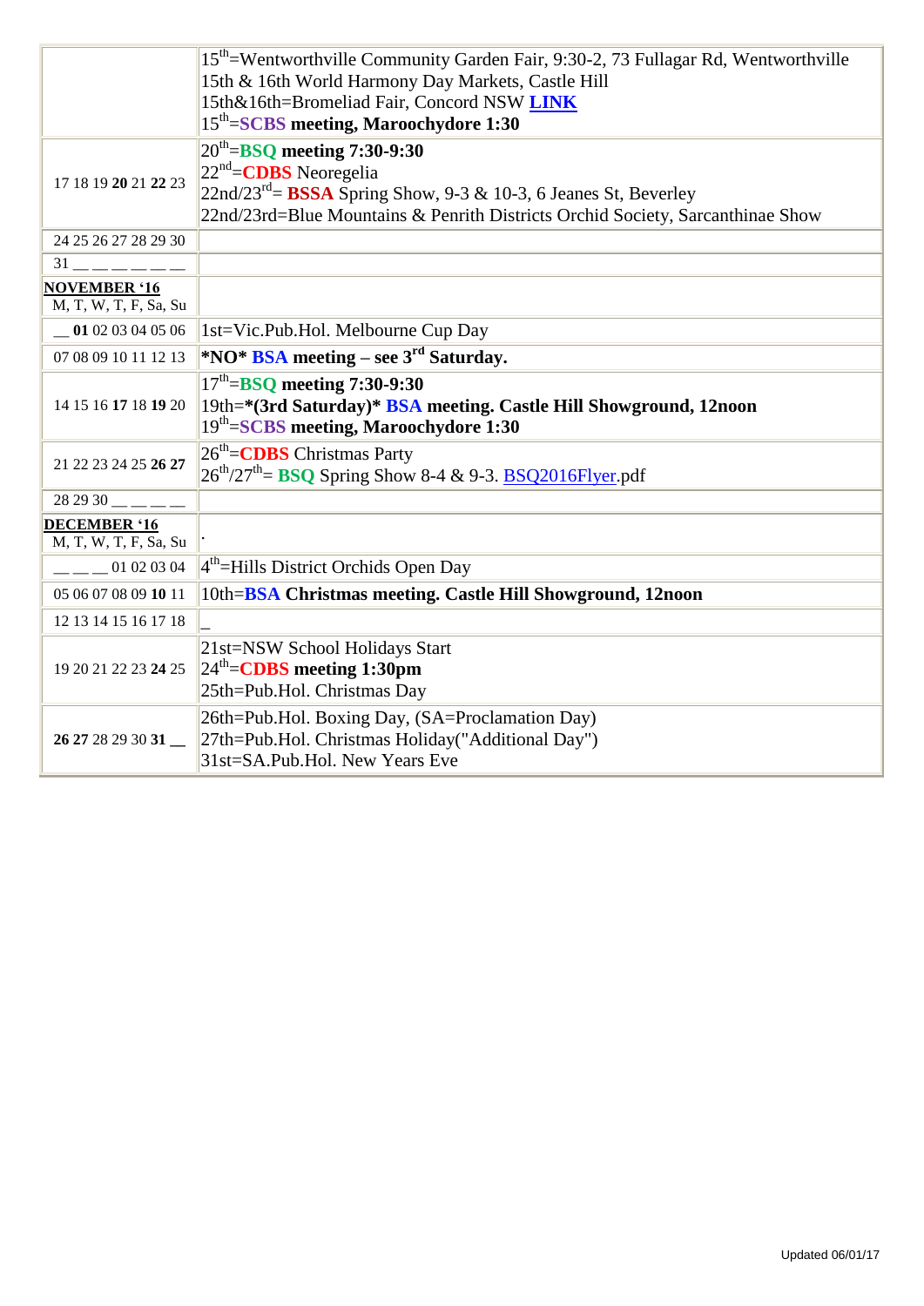| | |
|---|---|
| | 15th=Wentworthville Community Garden Fair, 9:30-2, 73 Fullagar Rd, Wentworthville<br>15th & 16th World Harmony Day Markets, Castle Hill<br>15th&16th=Bromeliad Fair, Concord NSW **LINK**<br>15th=**SCBS meeting, Maroochydore 1:30** |
| 17 18 19 **20** 21 **22** 23 | 20th=**BSQ meeting 7:30-9:30**<br>22nd=**CDBS** Neoregelia<br>22nd/23rd= **BSSA** Spring Show, 9-3 & 10-3, 6 Jeanes St, Beverley<br>22nd/23rd=Blue Mountains & Penrith Districts Orchid Society, Sarcanthinae Show |
| 24 25 26 27 28 29 30 | |
| 31 __ __ __ __ __ __ | |
| **NOVEMBER '16**<br>M, T, W, T, F, Sa, Su | |
| __ **01** 02 03 04 05 06 | 1st=Vic.Pub.Hol. Melbourne Cup Day |
| 07 08 09 10 11 12 13 | ***NO* BSA meeting – see 3rd Saturday.** |
| 14 15 16 **17** 18 **19** 20 | 17th=**BSQ meeting 7:30-9:30**<br>19th=***(3rd Saturday)* BSA meeting. Castle Hill Showground, 12noon**<br>19th=**SCBS meeting, Maroochydore 1:30** |
| 21 22 23 24 25 **26 27** | 26th=**CDBS** Christmas Party<br>26th/27th= **BSQ** Spring Show 8-4 & 9-3. BSQ2016Flyer.pdf |
| 28 29 30 __ __ __ __ | |
| **DECEMBER '16**<br>M, T, W, T, F, Sa, Su | . |
| __ __ __ 01 02 03 04 | 4th=Hills District Orchids Open Day |
| 05 06 07 08 09 **10** 11 | 10th=**BSA Christmas meeting. Castle Hill Showground, 12noon** |
| 12 13 14 15 16 17 18 | _ |
| 19 20 21 22 23 **24** 25 | 21st=NSW School Holidays Start<br>24th=**CDBS meeting 1:30pm**<br>25th=Pub.Hol. Christmas Day |
| **26 27** 28 29 30 **31** __ | 26th=Pub.Hol. Boxing Day, (SA=Proclamation Day)<br>27th=Pub.Hol. Christmas Holiday("Additional Day")<br>31st=SA.Pub.Hol. New Years Eve |

Updated 06/01/17